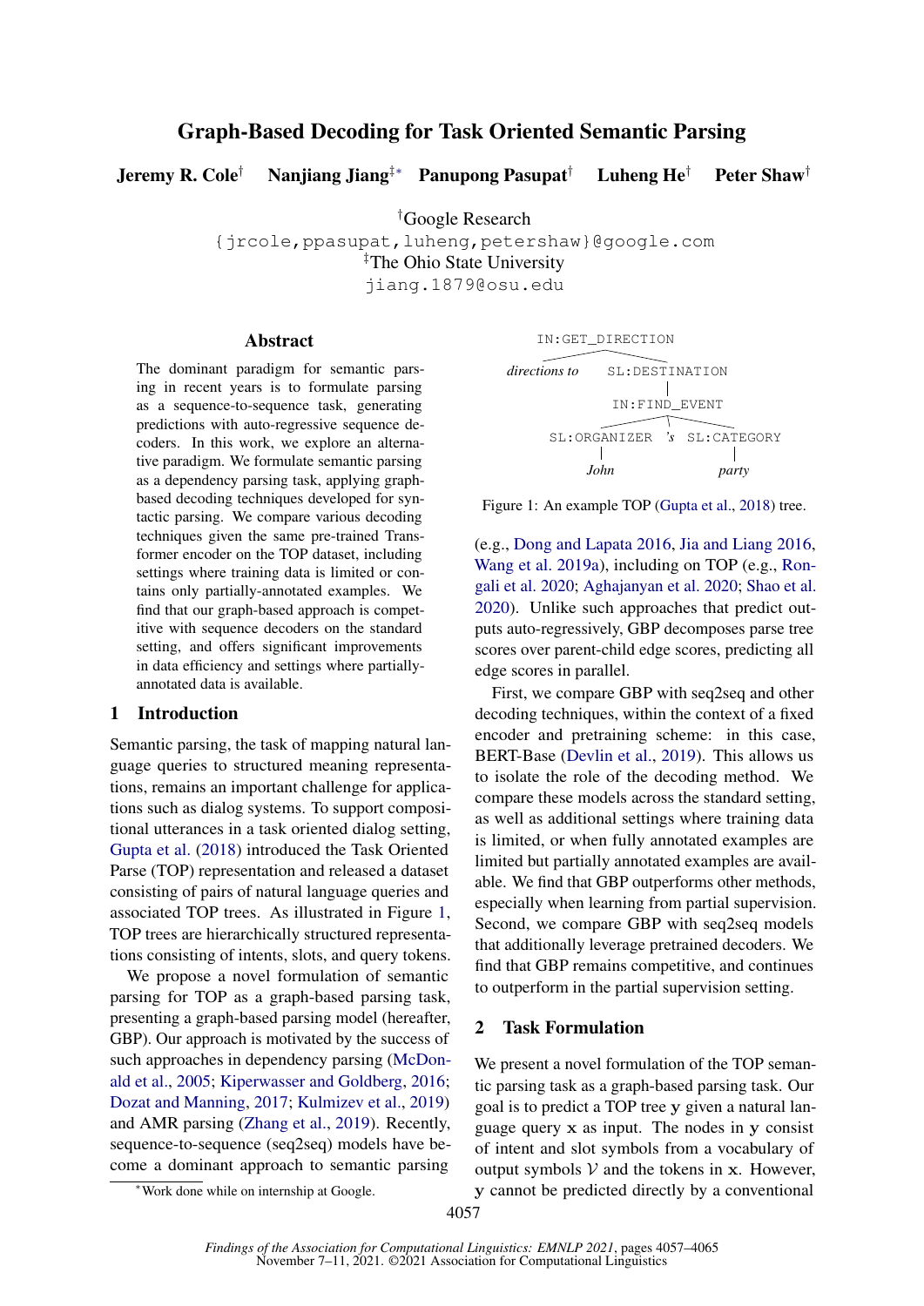# Graph-Based Decoding for Task Oriented Semantic Parsing

**Jeremy R. Cole**[†] **Nanjiang Jiang**[‡*] **Panupong Pasupat**[†] **Luheng He**[†] **Peter Shaw**[†]

[†]Google Research
{jrcole,ppasupat,luheng,petershaw}@google.com
[‡]The Ohio State University
jiang.1879@osu.edu

## Abstract

The dominant paradigm for semantic parsing in recent years is to formulate parsing as a sequence-to-sequence task, generating predictions with auto-regressive sequence decoders. In this work, we explore an alternative paradigm. We formulate semantic parsing as a dependency parsing task, applying graph-based decoding techniques developed for syntactic parsing. We compare various decoding techniques given the same pre-trained Transformer encoder on the TOP dataset, including settings where training data is limited or contains only partially-annotated examples. We find that our graph-based approach is competitive with sequence decoders on the standard setting, and offers significant improvements in data efficiency and settings where partially-annotated data is available.

## 1 Introduction

Semantic parsing, the task of mapping natural language queries to structured meaning representations, remains an important challenge for applications such as dialog systems. To support compositional utterances in a task oriented dialog setting, Gupta et al. (2018) introduced the Task Oriented Parse (TOP) representation and released a dataset consisting of pairs of natural language queries and associated TOP trees. As illustrated in Figure 1, TOP trees are hierarchically structured representations consisting of intents, slots, and query tokens.

We propose a novel formulation of semantic parsing for TOP as a graph-based parsing task, presenting a graph-based parsing model (hereafter, GBP). Our approach is motivated by the success of such approaches in dependency parsing (McDonald et al., 2005; Kiperwasser and Goldberg, 2016; Dozat and Manning, 2017; Kulmizev et al., 2019) and AMR parsing (Zhang et al., 2019). Recently, sequence-to-sequence (seq2seq) models have become a dominant approach to semantic parsing (e.g., Dong and Lapata 2016, Jia and Liang 2016, Wang et al. 2019a), including on TOP (e.g., Rongali et al. 2020; Aghajanyan et al. 2020; Shao et al. 2020). Unlike such approaches that predict outputs auto-regressively, GBP decomposes parse tree scores over parent-child edge scores, predicting all edge scores in parallel.

```
IN:GET_DIRECTION
├── directions to
└── SL:DESTINATION
    └── IN:FIND_EVENT
        ├── SL:ORGANIZER
        │   └── John
        ├── 's
        └── SL:CATEGORY
            └── party
```

Figure 1: An example TOP (Gupta et al., 2018) tree.

First, we compare GBP with seq2seq and other decoding techniques, within the context of a fixed encoder and pretraining scheme: in this case, BERT-Base (Devlin et al., 2019). This allows us to isolate the role of the decoding method. We compare these models across the standard setting, as well as additional settings where training data is limited, or when fully annotated examples are limited but partially annotated examples are available. We find that GBP outperforms other methods, especially when learning from partial supervision. Second, we compare GBP with seq2seq models that additionally leverage pretrained decoders. We find that GBP remains competitive, and continues to outperform in the partial supervision setting.

## 2 Task Formulation

We present a novel formulation of the TOP semantic parsing task as a graph-based parsing task. Our goal is to predict a TOP tree $\mathbf{y}$ given a natural language query $\mathbf{x}$ as input. The nodes in $\mathbf{y}$ consist of intent and slot symbols from a vocabulary of output symbols $\mathcal{V}$ and the tokens in $\mathbf{x}$. However, $\mathbf{y}$ cannot be predicted directly by a conventional

[*]Work done while on internship at Google.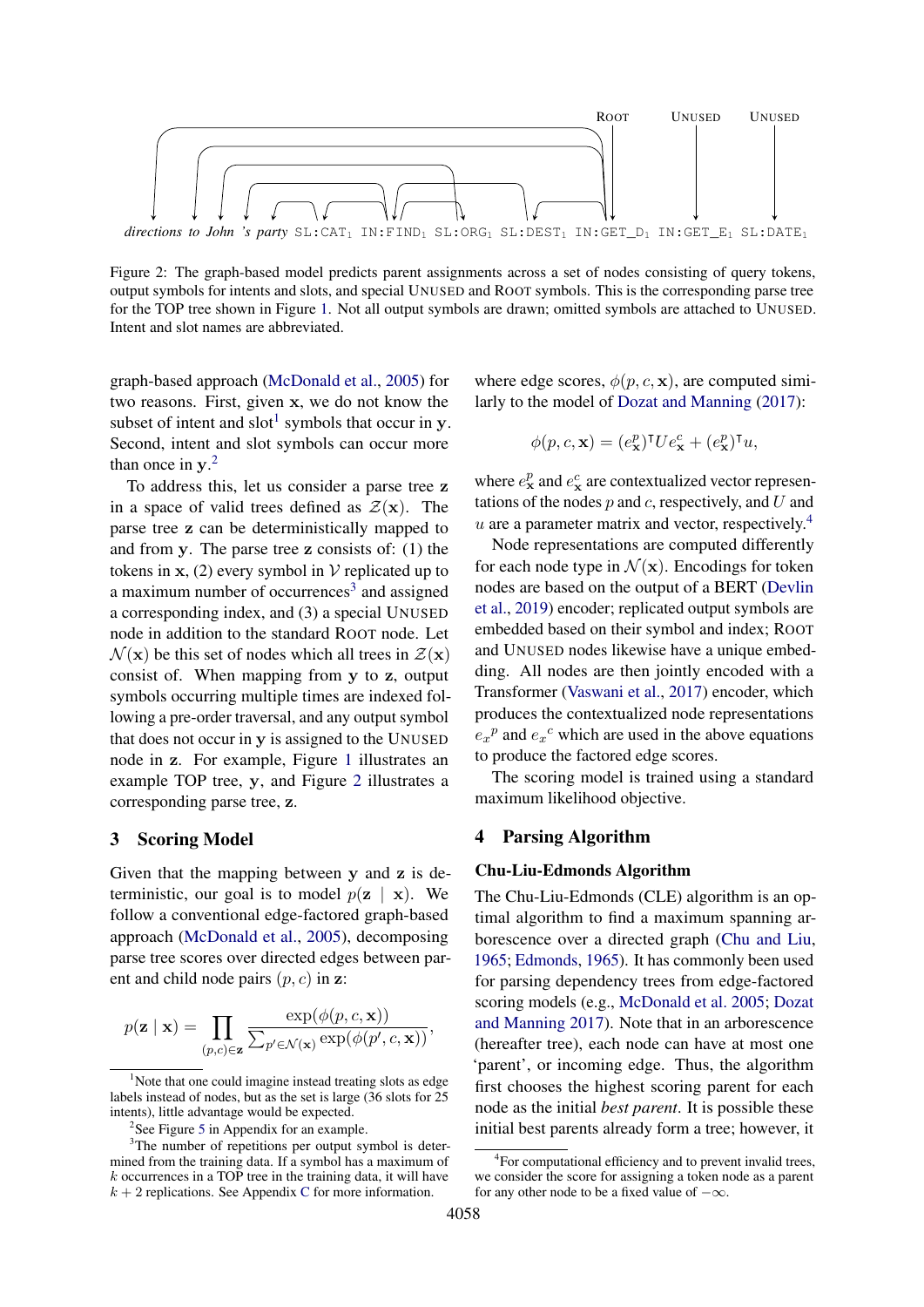ROOT UNUSED UNUSED

*directions to John 's party* SL:CAT$_1$ IN:FIND$_1$ SL:ORG$_1$ SL:DEST$_1$ IN:GET_D$_1$ IN:GET_E$_1$ SL:DATE$_1$

Figure 2: The graph-based model predicts parent assignments across a set of nodes consisting of query tokens, output symbols for intents and slots, and special UNUSED and ROOT symbols. This is the corresponding parse tree for the TOP tree shown in Figure 1. Not all output symbols are drawn; omitted symbols are attached to UNUSED. Intent and slot names are abbreviated.

graph-based approach (McDonald et al., 2005) for two reasons. First, given $\mathbf{x}$, we do not know the subset of intent and slot[1] symbols that occur in $\mathbf{y}$. Second, intent and slot symbols can occur more than once in $\mathbf{y}$.[2]

To address this, let us consider a parse tree $\mathbf{z}$ in a space of valid trees defined as $\mathcal{Z}(\mathbf{x})$. The parse tree $\mathbf{z}$ can be deterministically mapped to and from $\mathbf{y}$. The parse tree $\mathbf{z}$ consists of: (1) the tokens in $\mathbf{x}$, (2) every symbol in $\mathcal{V}$ replicated up to a maximum number of occurrences[3] and assigned a corresponding index, and (3) a special UNUSED node in addition to the standard ROOT node. Let $\mathcal{N}(\mathbf{x})$ be this set of nodes which all trees in $\mathcal{Z}(\mathbf{x})$ consist of. When mapping from $\mathbf{y}$ to $\mathbf{z}$, output symbols occurring multiple times are indexed following a pre-order traversal, and any output symbol that does not occur in $\mathbf{y}$ is assigned to the UNUSED node in $\mathbf{z}$. For example, Figure 1 illustrates an example TOP tree, $\mathbf{y}$, and Figure 2 illustrates a corresponding parse tree, $\mathbf{z}$.

## 3 Scoring Model

Given that the mapping between $\mathbf{y}$ and $\mathbf{z}$ is deterministic, our goal is to model $p(\mathbf{z} \mid \mathbf{x})$. We follow a conventional edge-factored graph-based approach (McDonald et al., 2005), decomposing parse tree scores over directed edges between parent and child node pairs $(p, c)$ in $\mathbf{z}$:

$$p(\mathbf{z} \mid \mathbf{x}) = \prod_{(p,c)\in\mathbf{z}} \frac{\exp(\phi(p, c, \mathbf{x}))}{\sum_{p'\in\mathcal{N}(\mathbf{x})} \exp(\phi(p', c, \mathbf{x}))},$$

where edge scores, $\phi(p, c, \mathbf{x})$, are computed similarly to the model of Dozat and Manning (2017):

$$\phi(p, c, \mathbf{x}) = (e^p_{\mathbf{x}})^\intercal U e^c_{\mathbf{x}} + (e^p_{\mathbf{x}})^\intercal u,$$

where $e^p_{\mathbf{x}}$ and $e^c_{\mathbf{x}}$ are contextualized vector representations of the nodes $p$ and $c$, respectively, and $U$ and $u$ are a parameter matrix and vector, respectively.[4]

Node representations are computed differently for each node type in $\mathcal{N}(\mathbf{x})$. Encodings for token nodes are based on the output of a BERT (Devlin et al., 2019) encoder; replicated output symbols are embedded based on their symbol and index; ROOT and UNUSED nodes likewise have a unique embedding. All nodes are then jointly encoded with a Transformer (Vaswani et al., 2017) encoder, which produces the contextualized node representations ${e_x}^p$ and ${e_x}^c$ which are used in the above equations to produce the factored edge scores.

The scoring model is trained using a standard maximum likelihood objective.

## 4 Parsing Algorithm

### Chu-Liu-Edmonds Algorithm

The Chu-Liu-Edmonds (CLE) algorithm is an optimal algorithm to find a maximum spanning arborescence over a directed graph (Chu and Liu, 1965; Edmonds, 1965). It has commonly been used for parsing dependency trees from edge-factored scoring models (e.g., McDonald et al. 2005; Dozat and Manning 2017). Note that in an arborescence (hereafter tree), each node can have at most one 'parent', or incoming edge. Thus, the algorithm first chooses the highest scoring parent for each node as the initial *best parent*. It is possible these initial best parents already form a tree; however, it

[1] Note that one could imagine instead treating slots as edge labels instead of nodes, but as the set is large (36 slots for 25 intents), little advantage would be expected.

[2] See Figure 5 in Appendix for an example.

[3] The number of repetitions per output symbol is determined from the training data. If a symbol has a maximum of $k$ occurrences in a TOP tree in the training data, it will have $k + 2$ replications. See Appendix C for more information.

[4] For computational efficiency and to prevent invalid trees, we consider the score for assigning a token node as a parent for any other node to be a fixed value of $-\infty$.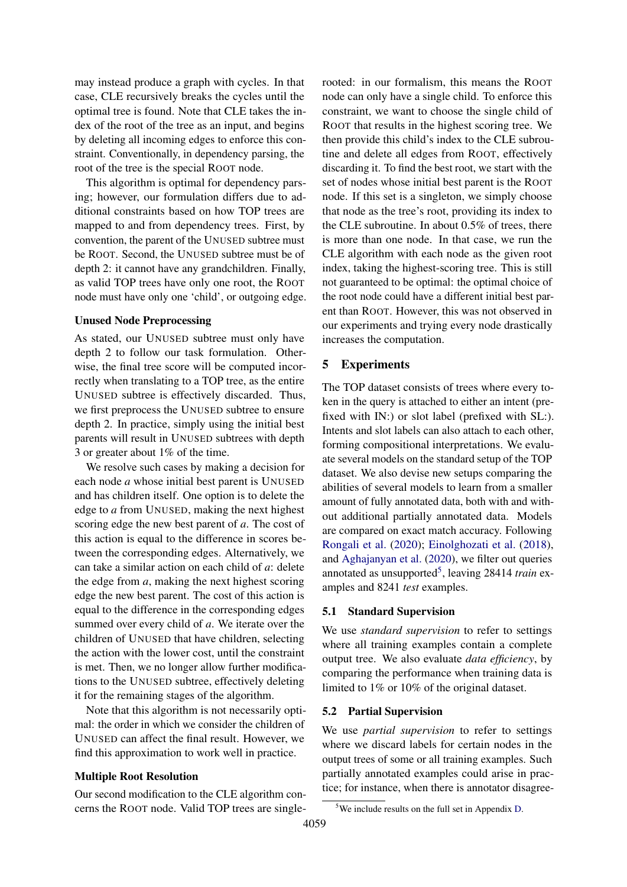may instead produce a graph with cycles. In that case, CLE recursively breaks the cycles until the optimal tree is found. Note that CLE takes the index of the root of the tree as an input, and begins by deleting all incoming edges to enforce this constraint. Conventionally, in dependency parsing, the root of the tree is the special ROOT node.

This algorithm is optimal for dependency parsing; however, our formulation differs due to additional constraints based on how TOP trees are mapped to and from dependency trees. First, by convention, the parent of the UNUSED subtree must be ROOT. Second, the UNUSED subtree must be of depth 2: it cannot have any grandchildren. Finally, as valid TOP trees have only one root, the ROOT node must have only one 'child', or outgoing edge.

**Unused Node Preprocessing**

As stated, our UNUSED subtree must only have depth 2 to follow our task formulation. Otherwise, the final tree score will be computed incorrectly when translating to a TOP tree, as the entire UNUSED subtree is effectively discarded. Thus, we first preprocess the UNUSED subtree to ensure depth 2. In practice, simply using the initial best parents will result in UNUSED subtrees with depth 3 or greater about 1% of the time.

We resolve such cases by making a decision for each node *a* whose initial best parent is UNUSED and has children itself. One option is to delete the edge to *a* from UNUSED, making the next highest scoring edge the new best parent of *a*. The cost of this action is equal to the difference in scores between the corresponding edges. Alternatively, we can take a similar action on each child of *a*: delete the edge from *a*, making the next highest scoring edge the new best parent. The cost of this action is equal to the difference in the corresponding edges summed over every child of *a*. We iterate over the children of UNUSED that have children, selecting the action with the lower cost, until the constraint is met. Then, we no longer allow further modifications to the UNUSED subtree, effectively deleting it for the remaining stages of the algorithm.

Note that this algorithm is not necessarily optimal: the order in which we consider the children of UNUSED can affect the final result. However, we find this approximation to work well in practice.

**Multiple Root Resolution**

Our second modification to the CLE algorithm concerns the ROOT node. Valid TOP trees are single-rooted: in our formalism, this means the ROOT node can only have a single child. To enforce this constraint, we want to choose the single child of ROOT that results in the highest scoring tree. We then provide this child's index to the CLE subroutine and delete all edges from ROOT, effectively discarding it. To find the best root, we start with the set of nodes whose initial best parent is the ROOT node. If this set is a singleton, we simply choose that node as the tree's root, providing its index to the CLE subroutine. In about 0.5% of trees, there is more than one node. In that case, we run the CLE algorithm with each node as the given root index, taking the highest-scoring tree. This is still not guaranteed to be optimal: the optimal choice of the root node could have a different initial best parent than ROOT. However, this was not observed in our experiments and trying every node drastically increases the computation.

## 5 Experiments

The TOP dataset consists of trees where every token in the query is attached to either an intent (prefixed with IN:) or slot label (prefixed with SL:). Intents and slot labels can also attach to each other, forming compositional interpretations. We evaluate several models on the standard setup of the TOP dataset. We also devise new setups comparing the abilities of several models to learn from a smaller amount of fully annotated data, both with and without additional partially annotated data. Models are compared on exact match accuracy. Following Rongali et al. (2020); Einolghozati et al. (2018), and Aghajanyan et al. (2020), we filter out queries annotated as unsupported[5], leaving 28414 *train* examples and 8241 *test* examples.

### 5.1 Standard Supervision

We use *standard supervision* to refer to settings where all training examples contain a complete output tree. We also evaluate *data efficiency*, by comparing the performance when training data is limited to 1% or 10% of the original dataset.

### 5.2 Partial Supervision

We use *partial supervision* to refer to settings where we discard labels for certain nodes in the output trees of some or all training examples. Such partially annotated examples could arise in practice; for instance, when there is annotator disagree-

[5]We include results on the full set in Appendix D.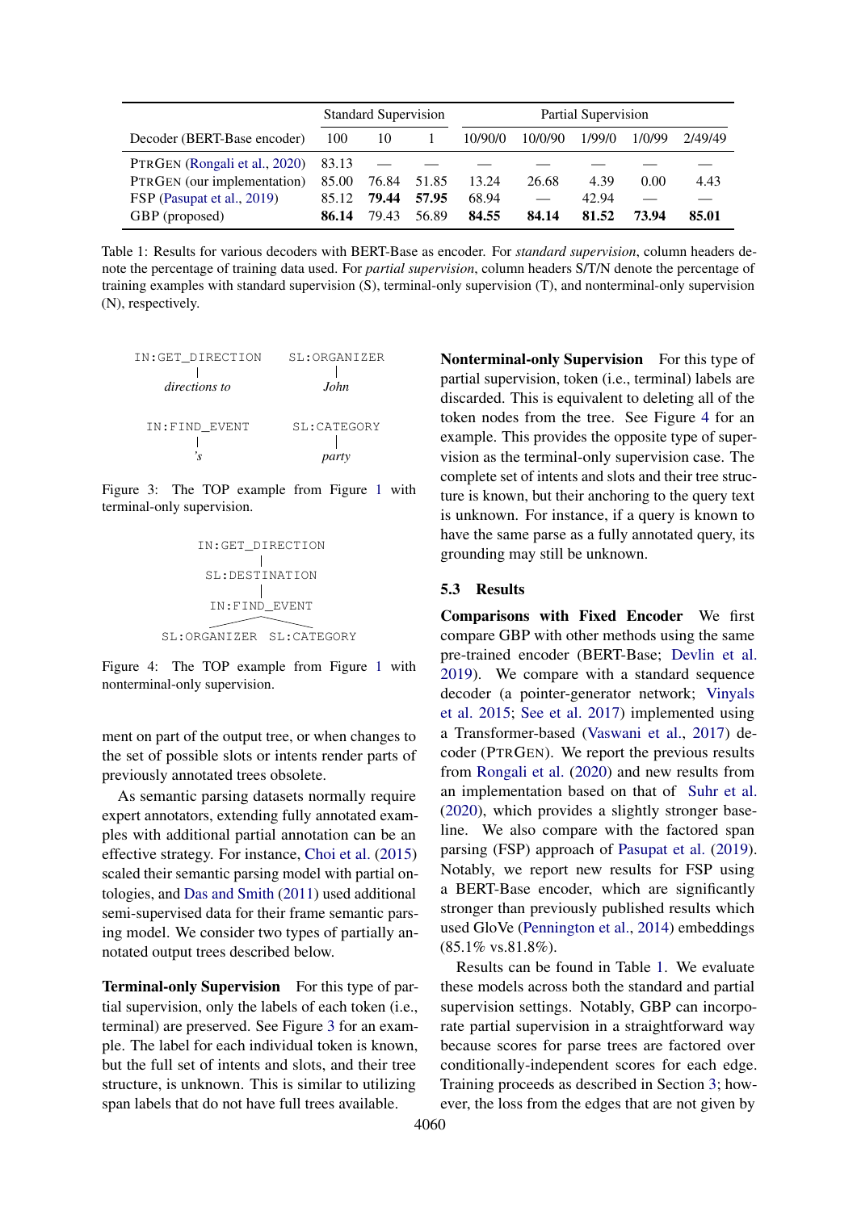| Decoder (BERT-Base encoder) | Standard Supervision | | | Partial Supervision | | | | |
|---|---|---|---|---|---|---|---|---|
| | 100 | 10 | 1 | 10/90/0 | 10/0/90 | 1/99/0 | 1/0/99 | 2/49/49 |
| PtrGen (Rongali et al., 2020) | 83.13 | — | — | — | — | — | — | — |
| PtrGen (our implementation) | 85.00 | 76.84 | 51.85 | 13.24 | 26.68 | 4.39 | 0.00 | 4.43 |
| FSP (Pasupat et al., 2019) | 85.12 | **79.44** | **57.95** | 68.94 | — | 42.94 | — | — |
| GBP (proposed) | **86.14** | 79.43 | 56.89 | **84.55** | **84.14** | **81.52** | **73.94** | **85.01** |

Table 1: Results for various decoders with BERT-Base as encoder. For *standard supervision*, column headers denote the percentage of training data used. For *partial supervision*, column headers S/T/N denote the percentage of training examples with standard supervision (S), terminal-only supervision (T), and nonterminal-only supervision (N), respectively.

```
IN:GET_DIRECTION     SL:ORGANIZER
       |                  |
  directions to          John

 IN:FIND_EVENT       SL:CATEGORY
       |                  |
       's               party
```

Figure 3: The TOP example from Figure 1 with terminal-only supervision.

```
        IN:GET_DIRECTION
               |
         SL:DESTINATION
               |
          IN:FIND_EVENT
           /         \
  SL:ORGANIZER   SL:CATEGORY
```

Figure 4: The TOP example from Figure 1 with nonterminal-only supervision.

ment on part of the output tree, or when changes to the set of possible slots or intents render parts of previously annotated trees obsolete.

As semantic parsing datasets normally require expert annotators, extending fully annotated examples with additional partial annotation can be an effective strategy. For instance, Choi et al. (2015) scaled their semantic parsing model with partial ontologies, and Das and Smith (2011) used additional semi-supervised data for their frame semantic parsing model. We consider two types of partially annotated output trees described below.

**Terminal-only Supervision** For this type of partial supervision, only the labels of each token (i.e., terminal) are preserved. See Figure 3 for an example. The label for each individual token is known, but the full set of intents and slots, and their tree structure, is unknown. This is similar to utilizing span labels that do not have full trees available.

**Nonterminal-only Supervision** For this type of partial supervision, token (i.e., terminal) labels are discarded. This is equivalent to deleting all of the token nodes from the tree. See Figure 4 for an example. This provides the opposite type of supervision as the terminal-only supervision case. The complete set of intents and slots and their tree structure is known, but their anchoring to the query text is unknown. For instance, if a query is known to have the same parse as a fully annotated query, its grounding may still be unknown.

### 5.3 Results

**Comparisons with Fixed Encoder** We first compare GBP with other methods using the same pre-trained encoder (BERT-Base; Devlin et al. 2019). We compare with a standard sequence decoder (a pointer-generator network; Vinyals et al. 2015; See et al. 2017) implemented using a Transformer-based (Vaswani et al., 2017) decoder (PtrGen). We report the previous results from Rongali et al. (2020) and new results from an implementation based on that of Suhr et al. (2020), which provides a slightly stronger baseline. We also compare with the factored span parsing (FSP) approach of Pasupat et al. (2019). Notably, we report new results for FSP using a BERT-Base encoder, which are significantly stronger than previously published results which used GloVe (Pennington et al., 2014) embeddings (85.1% vs.81.8%).

Results can be found in Table 1. We evaluate these models across both the standard and partial supervision settings. Notably, GBP can incorporate partial supervision in a straightforward way because scores for parse trees are factored over conditionally-independent scores for each edge. Training proceeds as described in Section 3; however, the loss from the edges that are not given by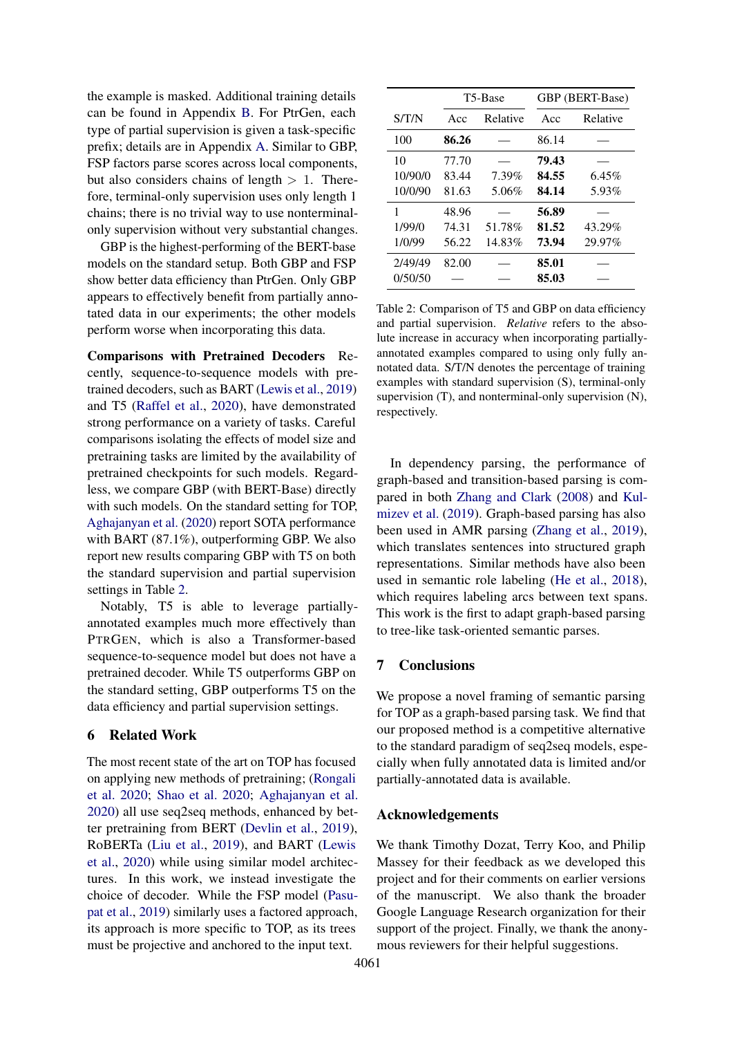the example is masked. Additional training details can be found in Appendix B. For PtrGen, each type of partial supervision is given a task-specific prefix; details are in Appendix A. Similar to GBP, FSP factors parse scores across local components, but also considers chains of length $> 1$. Therefore, terminal-only supervision uses only length 1 chains; there is no trivial way to use nonterminal-only supervision without very substantial changes.

GBP is the highest-performing of the BERT-base models on the standard setup. Both GBP and FSP show better data efficiency than PtrGen. Only GBP appears to effectively benefit from partially annotated data in our experiments; the other models perform worse when incorporating this data.

**Comparisons with Pretrained Decoders** Recently, sequence-to-sequence models with pretrained decoders, such as BART (Lewis et al., 2019) and T5 (Raffel et al., 2020), have demonstrated strong performance on a variety of tasks. Careful comparisons isolating the effects of model size and pretraining tasks are limited by the availability of pretrained checkpoints for such models. Regardless, we compare GBP (with BERT-Base) directly with such models. On the standard setting for TOP, Aghajanyan et al. (2020) report SOTA performance with BART (87.1%), outperforming GBP. We also report new results comparing GBP with T5 on both the standard supervision and partial supervision settings in Table 2.

Notably, T5 is able to leverage partially-annotated examples much more effectively than PtrGen, which is also a Transformer-based sequence-to-sequence model but does not have a pretrained decoder. While T5 outperforms GBP on the standard setting, GBP outperforms T5 on the data efficiency and partial supervision settings.

| | T5-Base | | GBP (BERT-Base) | |
|---|---|---|---|---|
| S/T/N | Acc | Relative | Acc | Relative |
| 100 | **86.26** | — | 86.14 | — |
| 10 | 77.70 | — | **79.43** | — |
| 10/90/0 | 83.44 | 7.39% | **84.55** | 6.45% |
| 10/0/90 | 81.63 | 5.06% | **84.14** | 5.93% |
| 1 | 48.96 | — | **56.89** | — |
| 1/99/0 | 74.31 | 51.78% | **81.52** | 43.29% |
| 1/0/99 | 56.22 | 14.83% | **73.94** | 29.97% |
| 2/49/49 | 82.00 | — | **85.01** | — |
| 0/50/50 | — | — | **85.03** | — |

Table 2: Comparison of T5 and GBP on data efficiency and partial supervision. *Relative* refers to the absolute increase in accuracy when incorporating partially-annotated examples compared to using only fully annotated data. S/T/N denotes the percentage of training examples with standard supervision (S), terminal-only supervision (T), and nonterminal-only supervision (N), respectively.

## 6 Related Work

The most recent state of the art on TOP has focused on applying new methods of pretraining; (Rongali et al. 2020; Shao et al. 2020; Aghajanyan et al. 2020) all use seq2seq methods, enhanced by better pretraining from BERT (Devlin et al., 2019), RoBERTa (Liu et al., 2019), and BART (Lewis et al., 2020) while using similar model architectures. In this work, we instead investigate the choice of decoder. While the FSP model (Pasupat et al., 2019) similarly uses a factored approach, its approach is more specific to TOP, as its trees must be projective and anchored to the input text.

In dependency parsing, the performance of graph-based and transition-based parsing is compared in both Zhang and Clark (2008) and Kulmizev et al. (2019). Graph-based parsing has also been used in AMR parsing (Zhang et al., 2019), which translates sentences into structured graph representations. Similar methods have also been used in semantic role labeling (He et al., 2018), which requires labeling arcs between text spans. This work is the first to adapt graph-based parsing to tree-like task-oriented semantic parses.

## 7 Conclusions

We propose a novel framing of semantic parsing for TOP as a graph-based parsing task. We find that our proposed method is a competitive alternative to the standard paradigm of seq2seq models, especially when fully annotated data is limited and/or partially-annotated data is available.

## Acknowledgements

We thank Timothy Dozat, Terry Koo, and Philip Massey for their feedback as we developed this project and for their comments on earlier versions of the manuscript. We also thank the broader Google Language Research organization for their support of the project. Finally, we thank the anonymous reviewers for their helpful suggestions.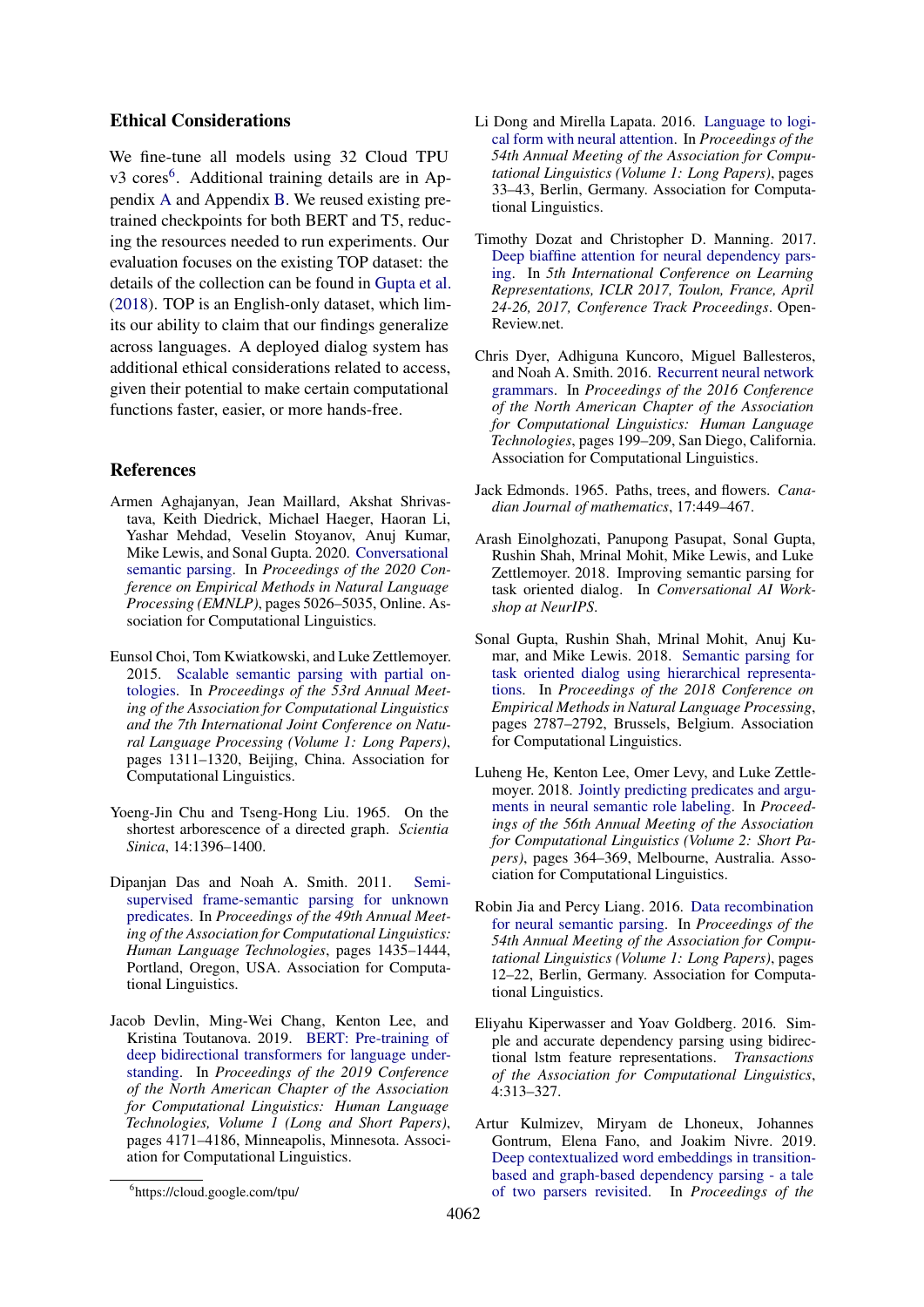## Ethical Considerations

We fine-tune all models using 32 Cloud TPU v3 cores[6]. Additional training details are in Appendix A and Appendix B. We reused existing pre-trained checkpoints for both BERT and T5, reducing the resources needed to run experiments. Our evaluation focuses on the existing TOP dataset: the details of the collection can be found in Gupta et al. (2018). TOP is an English-only dataset, which limits our ability to claim that our findings generalize across languages. A deployed dialog system has additional ethical considerations related to access, given their potential to make certain computational functions faster, easier, or more hands-free.

[6]https://cloud.google.com/tpu/

## References

Armen Aghajanyan, Jean Maillard, Akshat Shrivastava, Keith Diedrick, Michael Haeger, Haoran Li, Yashar Mehdad, Veselin Stoyanov, Anuj Kumar, Mike Lewis, and Sonal Gupta. 2020. Conversational semantic parsing. In *Proceedings of the 2020 Conference on Empirical Methods in Natural Language Processing (EMNLP)*, pages 5026–5035, Online. Association for Computational Linguistics.

Eunsol Choi, Tom Kwiatkowski, and Luke Zettlemoyer. 2015. Scalable semantic parsing with partial ontologies. In *Proceedings of the 53rd Annual Meeting of the Association for Computational Linguistics and the 7th International Joint Conference on Natural Language Processing (Volume 1: Long Papers)*, pages 1311–1320, Beijing, China. Association for Computational Linguistics.

Yoeng-Jin Chu and Tseng-Hong Liu. 1965. On the shortest arborescence of a directed graph. *Scientia Sinica*, 14:1396–1400.

Dipanjan Das and Noah A. Smith. 2011. Semi-supervised frame-semantic parsing for unknown predicates. In *Proceedings of the 49th Annual Meeting of the Association for Computational Linguistics: Human Language Technologies*, pages 1435–1444, Portland, Oregon, USA. Association for Computational Linguistics.

Jacob Devlin, Ming-Wei Chang, Kenton Lee, and Kristina Toutanova. 2019. BERT: Pre-training of deep bidirectional transformers for language understanding. In *Proceedings of the 2019 Conference of the North American Chapter of the Association for Computational Linguistics: Human Language Technologies, Volume 1 (Long and Short Papers)*, pages 4171–4186, Minneapolis, Minnesota. Association for Computational Linguistics.

Li Dong and Mirella Lapata. 2016. Language to logical form with neural attention. In *Proceedings of the 54th Annual Meeting of the Association for Computational Linguistics (Volume 1: Long Papers)*, pages 33–43, Berlin, Germany. Association for Computational Linguistics.

Timothy Dozat and Christopher D. Manning. 2017. Deep biaffine attention for neural dependency parsing. In *5th International Conference on Learning Representations, ICLR 2017, Toulon, France, April 24-26, 2017, Conference Track Proceedings*. OpenReview.net.

Chris Dyer, Adhiguna Kuncoro, Miguel Ballesteros, and Noah A. Smith. 2016. Recurrent neural network grammars. In *Proceedings of the 2016 Conference of the North American Chapter of the Association for Computational Linguistics: Human Language Technologies*, pages 199–209, San Diego, California. Association for Computational Linguistics.

Jack Edmonds. 1965. Paths, trees, and flowers. *Canadian Journal of mathematics*, 17:449–467.

Arash Einolghozati, Panupong Pasupat, Sonal Gupta, Rushin Shah, Mrinal Mohit, Mike Lewis, and Luke Zettlemoyer. 2018. Improving semantic parsing for task oriented dialog. In *Conversational AI Workshop at NeurIPS*.

Sonal Gupta, Rushin Shah, Mrinal Mohit, Anuj Kumar, and Mike Lewis. 2018. Semantic parsing for task oriented dialog using hierarchical representations. In *Proceedings of the 2018 Conference on Empirical Methods in Natural Language Processing*, pages 2787–2792, Brussels, Belgium. Association for Computational Linguistics.

Luheng He, Kenton Lee, Omer Levy, and Luke Zettlemoyer. 2018. Jointly predicting predicates and arguments in neural semantic role labeling. In *Proceedings of the 56th Annual Meeting of the Association for Computational Linguistics (Volume 2: Short Papers)*, pages 364–369, Melbourne, Australia. Association for Computational Linguistics.

Robin Jia and Percy Liang. 2016. Data recombination for neural semantic parsing. In *Proceedings of the 54th Annual Meeting of the Association for Computational Linguistics (Volume 1: Long Papers)*, pages 12–22, Berlin, Germany. Association for Computational Linguistics.

Eliyahu Kiperwasser and Yoav Goldberg. 2016. Simple and accurate dependency parsing using bidirectional lstm feature representations. *Transactions of the Association for Computational Linguistics*, 4:313–327.

Artur Kulmizev, Miryam de Lhoneux, Johannes Gontrum, Elena Fano, and Joakim Nivre. 2019. Deep contextualized word embeddings in transition-based and graph-based dependency parsing - a tale of two parsers revisited. In *Proceedings of the*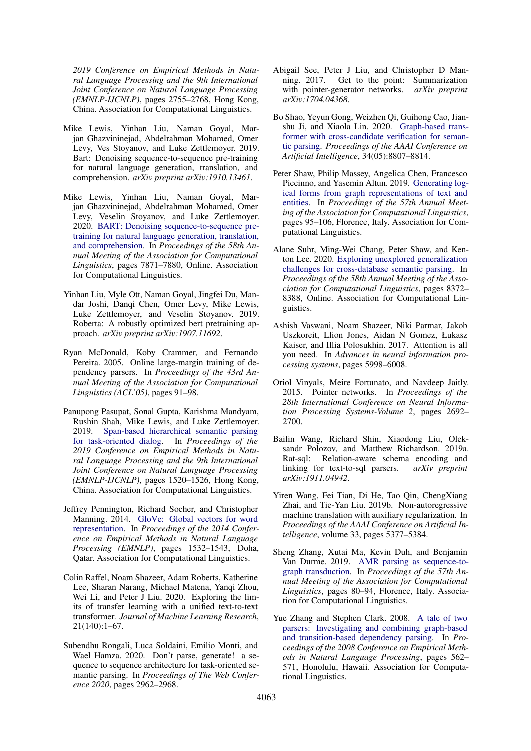2019 Conference on Empirical Methods in Natural Language Processing and the 9th International Joint Conference on Natural Language Processing (EMNLP-IJCNLP)*, pages 2755–2768, Hong Kong, China. Association for Computational Linguistics.

Mike Lewis, Yinhan Liu, Naman Goyal, Marjan Ghazvininejad, Abdelrahman Mohamed, Omer Levy, Ves Stoyanov, and Luke Zettlemoyer. 2019. Bart: Denoising sequence-to-sequence pre-training for natural language generation, translation, and comprehension. *arXiv preprint arXiv:1910.13461*.

Mike Lewis, Yinhan Liu, Naman Goyal, Marjan Ghazvininejad, Abdelrahman Mohamed, Omer Levy, Veselin Stoyanov, and Luke Zettlemoyer. 2020. BART: Denoising sequence-to-sequence pre-training for natural language generation, translation, and comprehension. In *Proceedings of the 58th Annual Meeting of the Association for Computational Linguistics*, pages 7871–7880, Online. Association for Computational Linguistics.

Yinhan Liu, Myle Ott, Naman Goyal, Jingfei Du, Mandar Joshi, Danqi Chen, Omer Levy, Mike Lewis, Luke Zettlemoyer, and Veselin Stoyanov. 2019. Roberta: A robustly optimized bert pretraining approach. *arXiv preprint arXiv:1907.11692*.

Ryan McDonald, Koby Crammer, and Fernando Pereira. 2005. Online large-margin training of dependency parsers. In *Proceedings of the 43rd Annual Meeting of the Association for Computational Linguistics (ACL'05)*, pages 91–98.

Panupong Pasupat, Sonal Gupta, Karishma Mandyam, Rushin Shah, Mike Lewis, and Luke Zettlemoyer. 2019. Span-based hierarchical semantic parsing for task-oriented dialog. In *Proceedings of the 2019 Conference on Empirical Methods in Natural Language Processing and the 9th International Joint Conference on Natural Language Processing (EMNLP-IJCNLP)*, pages 1520–1526, Hong Kong, China. Association for Computational Linguistics.

Jeffrey Pennington, Richard Socher, and Christopher Manning. 2014. GloVe: Global vectors for word representation. In *Proceedings of the 2014 Conference on Empirical Methods in Natural Language Processing (EMNLP)*, pages 1532–1543, Doha, Qatar. Association for Computational Linguistics.

Colin Raffel, Noam Shazeer, Adam Roberts, Katherine Lee, Sharan Narang, Michael Matena, Yanqi Zhou, Wei Li, and Peter J Liu. 2020. Exploring the limits of transfer learning with a unified text-to-text transformer. *Journal of Machine Learning Research*, 21(140):1–67.

Subendhu Rongali, Luca Soldaini, Emilio Monti, and Wael Hamza. 2020. Don't parse, generate! a sequence to sequence architecture for task-oriented semantic parsing. In *Proceedings of The Web Conference 2020*, pages 2962–2968.

Abigail See, Peter J Liu, and Christopher D Manning. 2017. Get to the point: Summarization with pointer-generator networks. *arXiv preprint arXiv:1704.04368*.

Bo Shao, Yeyun Gong, Weizhen Qi, Guihong Cao, Jianshu Ji, and Xiaola Lin. 2020. Graph-based transformer with cross-candidate verification for semantic parsing. *Proceedings of the AAAI Conference on Artificial Intelligence*, 34(05):8807–8814.

Peter Shaw, Philip Massey, Angelica Chen, Francesco Piccinno, and Yasemin Altun. 2019. Generating logical forms from graph representations of text and entities. In *Proceedings of the 57th Annual Meeting of the Association for Computational Linguistics*, pages 95–106, Florence, Italy. Association for Computational Linguistics.

Alane Suhr, Ming-Wei Chang, Peter Shaw, and Kenton Lee. 2020. Exploring unexplored generalization challenges for cross-database semantic parsing. In *Proceedings of the 58th Annual Meeting of the Association for Computational Linguistics*, pages 8372–8388, Online. Association for Computational Linguistics.

Ashish Vaswani, Noam Shazeer, Niki Parmar, Jakob Uszkoreit, Llion Jones, Aidan N Gomez, Łukasz Kaiser, and Illia Polosukhin. 2017. Attention is all you need. In *Advances in neural information processing systems*, pages 5998–6008.

Oriol Vinyals, Meire Fortunato, and Navdeep Jaitly. 2015. Pointer networks. In *Proceedings of the 28th International Conference on Neural Information Processing Systems-Volume 2*, pages 2692–2700.

Bailin Wang, Richard Shin, Xiaodong Liu, Oleksandr Polozov, and Matthew Richardson. 2019a. Rat-sql: Relation-aware schema encoding and linking for text-to-sql parsers. *arXiv preprint arXiv:1911.04942*.

Yiren Wang, Fei Tian, Di He, Tao Qin, ChengXiang Zhai, and Tie-Yan Liu. 2019b. Non-autoregressive machine translation with auxiliary regularization. In *Proceedings of the AAAI Conference on Artificial Intelligence*, volume 33, pages 5377–5384.

Sheng Zhang, Xutai Ma, Kevin Duh, and Benjamin Van Durme. 2019. AMR parsing as sequence-to-graph transduction. In *Proceedings of the 57th Annual Meeting of the Association for Computational Linguistics*, pages 80–94, Florence, Italy. Association for Computational Linguistics.

Yue Zhang and Stephen Clark. 2008. A tale of two parsers: Investigating and combining graph-based and transition-based dependency parsing. In *Proceedings of the 2008 Conference on Empirical Methods in Natural Language Processing*, pages 562–571, Honolulu, Hawaii. Association for Computational Linguistics.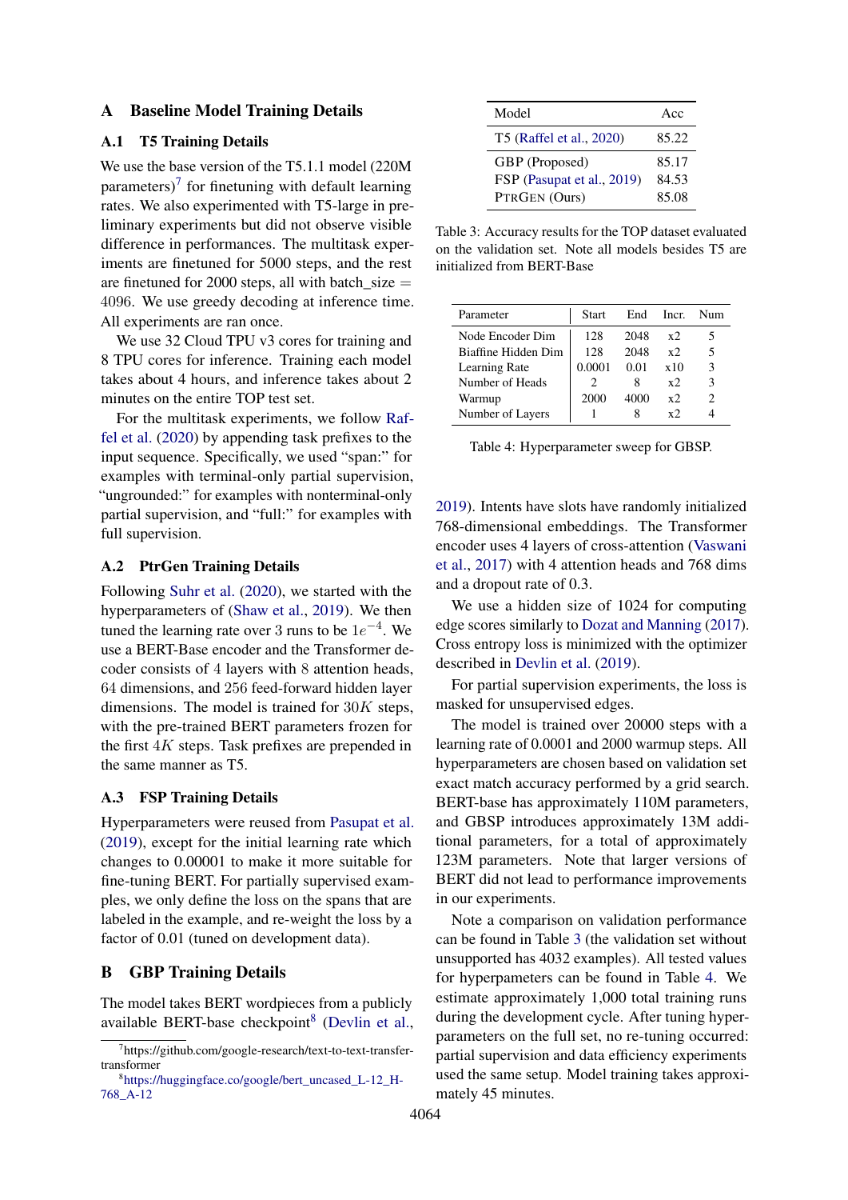## A Baseline Model Training Details

### A.1 T5 Training Details

We use the base version of the T5.1.1 model (220M parameters)[7] for finetuning with default learning rates. We also experimented with T5-large in preliminary experiments but did not observe visible difference in performances. The multitask experiments are finetuned for 5000 steps, and the rest are finetuned for 2000 steps, all with batch_size = 4096. We use greedy decoding at inference time. All experiments are ran once.

We use 32 Cloud TPU v3 cores for training and 8 TPU cores for inference. Training each model takes about 4 hours, and inference takes about 2 minutes on the entire TOP test set.

For the multitask experiments, we follow Raffel et al. (2020) by appending task prefixes to the input sequence. Specifically, we used "span:" for examples with terminal-only partial supervision, "ungrounded:" for examples with nonterminal-only partial supervision, and "full:" for examples with full supervision.

### A.2 PtrGen Training Details

Following Suhr et al. (2020), we started with the hyperparameters of (Shaw et al., 2019). We then tuned the learning rate over 3 runs to be $1e^{-4}$. We use a BERT-Base encoder and the Transformer decoder consists of 4 layers with 8 attention heads, 64 dimensions, and 256 feed-forward hidden layer dimensions. The model is trained for $30K$ steps, with the pre-trained BERT parameters frozen for the first $4K$ steps. Task prefixes are prepended in the same manner as T5.

### A.3 FSP Training Details

Hyperparameters were reused from Pasupat et al. (2019), except for the initial learning rate which changes to 0.00001 to make it more suitable for fine-tuning BERT. For partially supervised examples, we only define the loss on the spans that are labeled in the example, and re-weight the loss by a factor of 0.01 (tuned on development data).

## B GBP Training Details

The model takes BERT wordpieces from a publicly available BERT-base checkpoint[8] (Devlin et al., 2019). Intents have slots have randomly initialized 768-dimensional embeddings. The Transformer encoder uses 4 layers of cross-attention (Vaswani et al., 2017) with 4 attention heads and 768 dims and a dropout rate of 0.3.

We use a hidden size of 1024 for computing edge scores similarly to Dozat and Manning (2017). Cross entropy loss is minimized with the optimizer described in Devlin et al. (2019).

For partial supervision experiments, the loss is masked for unsupervised edges.

The model is trained over 20000 steps with a learning rate of 0.0001 and 2000 warmup steps. All hyperparameters are chosen based on validation set exact match accuracy performed by a grid search. BERT-base has approximately 110M parameters, and GBSP introduces approximately 13M additional parameters, for a total of approximately 123M parameters. Note that larger versions of BERT did not lead to performance improvements in our experiments.

Note a comparison on validation performance can be found in Table 3 (the validation set without unsupported has 4032 examples). All tested values for hyperpameters can be found in Table 4. We estimate approximately 1,000 total training runs during the development cycle. After tuning hyperparameters on the full set, no re-tuning occurred: partial supervision and data efficiency experiments used the same setup. Model training takes approximately 45 minutes.

| Model | Acc |
|---|---|
| T5 (Raffel et al., 2020) | 85.22 |
| GBP (Proposed) | 85.17 |
| FSP (Pasupat et al., 2019) | 84.53 |
| PtrGen (Ours) | 85.08 |

Table 3: Accuracy results for the TOP dataset evaluated on the validation set. Note all models besides T5 are initialized from BERT-Base

| Parameter | Start | End | Incr. | Num |
|---|---|---|---|---|
| Node Encoder Dim | 128 | 2048 | x2 | 5 |
| Biaffine Hidden Dim | 128 | 2048 | x2 | 5 |
| Learning Rate | 0.0001 | 0.01 | x10 | 3 |
| Number of Heads | 2 | 8 | x2 | 3 |
| Warmup | 2000 | 4000 | x2 | 2 |
| Number of Layers | 1 | 8 | x2 | 4 |

Table 4: Hyperparameter sweep for GBSP.

[7] https://github.com/google-research/text-to-text-transfer-transformer

[8] https://huggingface.co/google/bert_uncased_L-12_H-768_A-12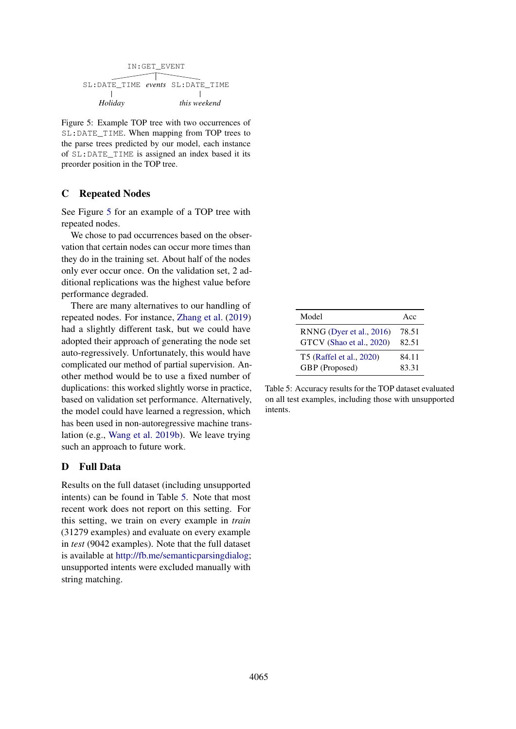IN:GET_EVENT

SL:DATE_TIME *events* SL:DATE_TIME

*Holiday* *this weekend*

Figure 5: Example TOP tree with two occurrences of SL:DATE_TIME. When mapping from TOP trees to the parse trees predicted by our model, each instance of SL:DATE_TIME is assigned an index based it its preorder position in the TOP tree.

## C Repeated Nodes

See Figure 5 for an example of a TOP tree with repeated nodes.

We chose to pad occurrences based on the observation that certain nodes can occur more times than they do in the training set. About half of the nodes only ever occur once. On the validation set, 2 additional replications was the highest value before performance degraded.

There are many alternatives to our handling of repeated nodes. For instance, Zhang et al. (2019) had a slightly different task, but we could have adopted their approach of generating the node set auto-regressively. Unfortunately, this would have complicated our method of partial supervision. Another method would be to use a fixed number of duplications: this worked slightly worse in practice, based on validation set performance. Alternatively, the model could have learned a regression, which has been used in non-autoregressive machine translation (e.g., Wang et al. 2019b). We leave trying such an approach to future work.

## D Full Data

Results on the full dataset (including unsupported intents) can be found in Table 5. Note that most recent work does not report on this setting. For this setting, we train on every example in *train* (31279 examples) and evaluate on every example in *test* (9042 examples). Note that the full dataset is available at http://fb.me/semanticparsingdialog; unsupported intents were excluded manually with string matching.

| Model | Acc |
|---|---|
| RNNG (Dyer et al., 2016) | 78.51 |
| GTCV (Shao et al., 2020) | 82.51 |
| T5 (Raffel et al., 2020) | 84.11 |
| GBP (Proposed) | 83.31 |

Table 5: Accuracy results for the TOP dataset evaluated on all test examples, including those with unsupported intents.